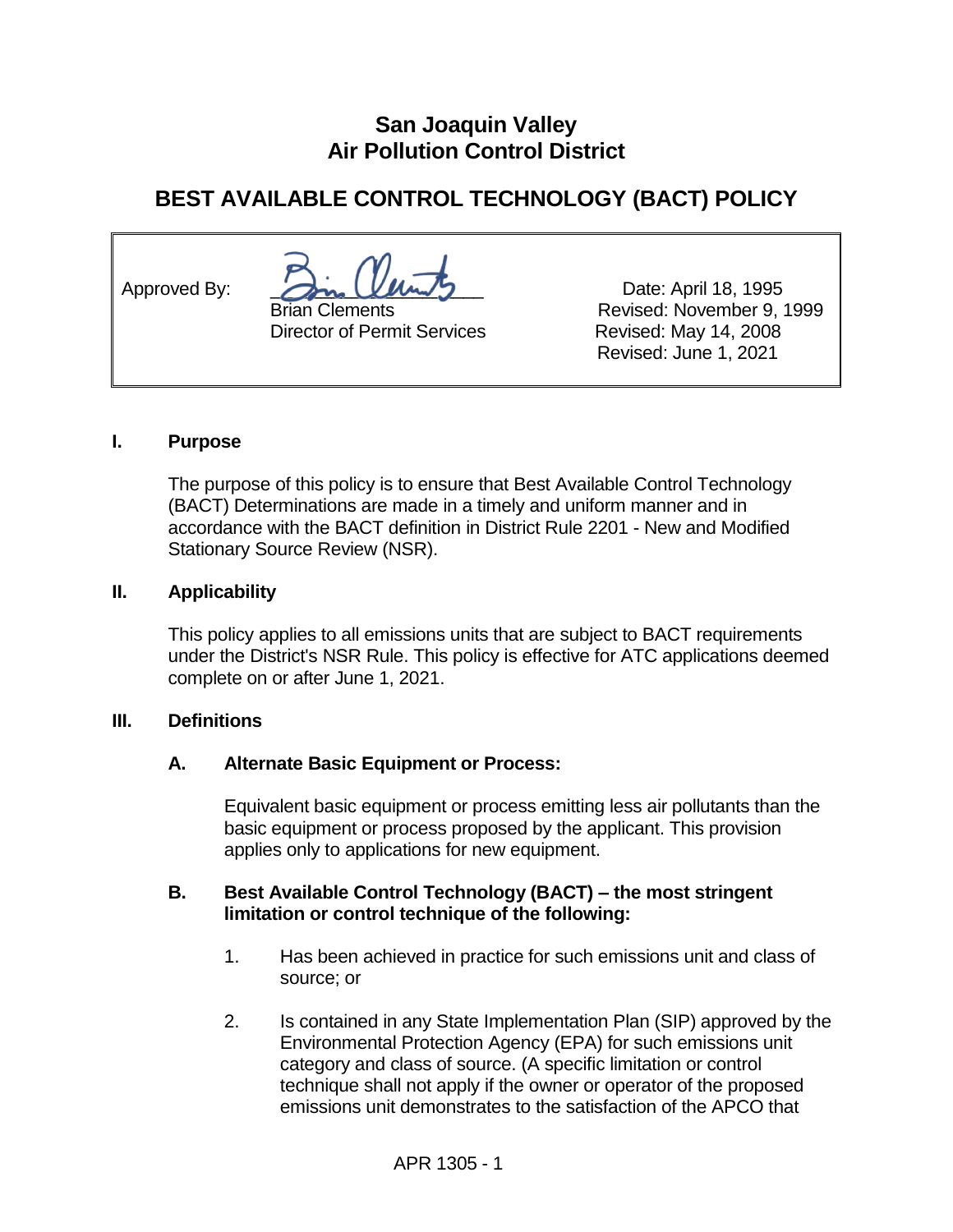# San Joaquin Valley
# Air Pollution Control District

## BEST AVAILABLE CONTROL TECHNOLOGY (BACT) POLICY

| Approved By: | Brian Clements<br>Director of Permit Services | Date: April 18, 1995<br>Revised: November 9, 1999<br>Revised: May 14, 2008<br>Revised: June 1, 2021 |
|---|---|---|

### I. Purpose

The purpose of this policy is to ensure that Best Available Control Technology (BACT) Determinations are made in a timely and uniform manner and in accordance with the BACT definition in District Rule 2201 - New and Modified Stationary Source Review (NSR).

### II. Applicability

This policy applies to all emissions units that are subject to BACT requirements under the District's NSR Rule. This policy is effective for ATC applications deemed complete on or after June 1, 2021.

### III. Definitions

#### A. Alternate Basic Equipment or Process:

Equivalent basic equipment or process emitting less air pollutants than the basic equipment or process proposed by the applicant. This provision applies only to applications for new equipment.

#### B. Best Available Control Technology (BACT) – the most stringent limitation or control technique of the following:

1. Has been achieved in practice for such emissions unit and class of source; or
2. Is contained in any State Implementation Plan (SIP) approved by the Environmental Protection Agency (EPA) for such emissions unit category and class of source. (A specific limitation or control technique shall not apply if the owner or operator of the proposed emissions unit demonstrates to the satisfaction of the APCO that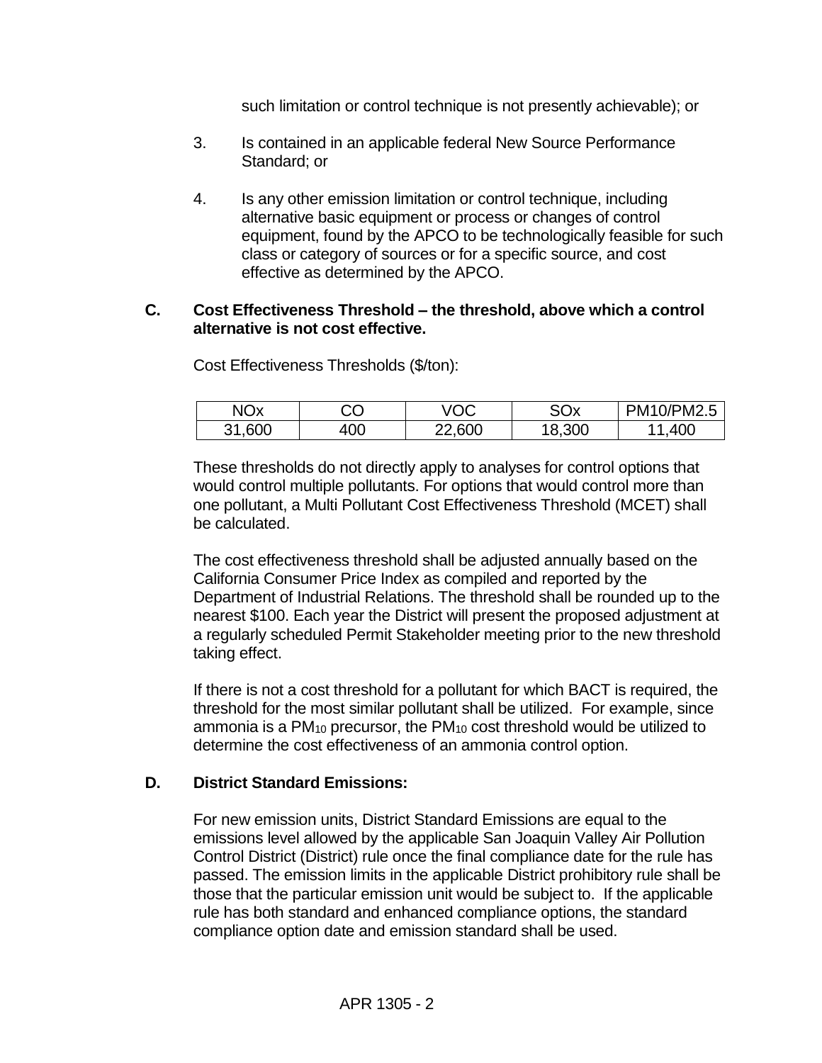such limitation or control technique is not presently achievable); or

3. Is contained in an applicable federal New Source Performance Standard; or

4. Is any other emission limitation or control technique, including alternative basic equipment or process or changes of control equipment, found by the APCO to be technologically feasible for such class or category of sources or for a specific source, and cost effective as determined by the APCO.

**C. Cost Effectiveness Threshold – the threshold, above which a control alternative is not cost effective.**

Cost Effectiveness Thresholds ($/ton):

| NOx | CO | VOC | SOx | PM10/PM2.5 |
|---|---|---|---|---|
| 31,600 | 400 | 22,600 | 18,300 | 11,400 |

These thresholds do not directly apply to analyses for control options that would control multiple pollutants. For options that would control more than one pollutant, a Multi Pollutant Cost Effectiveness Threshold (MCET) shall be calculated.

The cost effectiveness threshold shall be adjusted annually based on the California Consumer Price Index as compiled and reported by the Department of Industrial Relations. The threshold shall be rounded up to the nearest $100. Each year the District will present the proposed adjustment at a regularly scheduled Permit Stakeholder meeting prior to the new threshold taking effect.

If there is not a cost threshold for a pollutant for which BACT is required, the threshold for the most similar pollutant shall be utilized. For example, since ammonia is a $PM_{10}$ precursor, the $PM_{10}$ cost threshold would be utilized to determine the cost effectiveness of an ammonia control option.

**D. District Standard Emissions:**

For new emission units, District Standard Emissions are equal to the emissions level allowed by the applicable San Joaquin Valley Air Pollution Control District (District) rule once the final compliance date for the rule has passed. The emission limits in the applicable District prohibitory rule shall be those that the particular emission unit would be subject to. If the applicable rule has both standard and enhanced compliance options, the standard compliance option date and emission standard shall be used.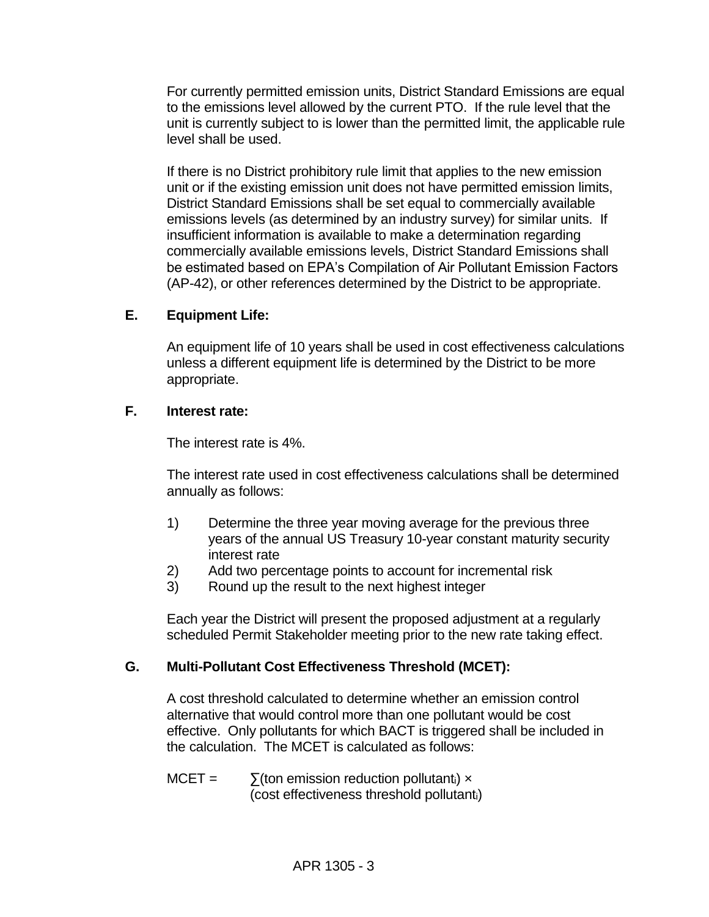For currently permitted emission units, District Standard Emissions are equal to the emissions level allowed by the current PTO. If the rule level that the unit is currently subject to is lower than the permitted limit, the applicable rule level shall be used.

If there is no District prohibitory rule limit that applies to the new emission unit or if the existing emission unit does not have permitted emission limits, District Standard Emissions shall be set equal to commercially available emissions levels (as determined by an industry survey) for similar units. If insufficient information is available to make a determination regarding commercially available emissions levels, District Standard Emissions shall be estimated based on EPA's Compilation of Air Pollutant Emission Factors (AP-42), or other references determined by the District to be appropriate.

### E. Equipment Life:

An equipment life of 10 years shall be used in cost effectiveness calculations unless a different equipment life is determined by the District to be more appropriate.

### F. Interest rate:

The interest rate is 4%.

The interest rate used in cost effectiveness calculations shall be determined annually as follows:

1) Determine the three year moving average for the previous three years of the annual US Treasury 10-year constant maturity security interest rate
2) Add two percentage points to account for incremental risk
3) Round up the result to the next highest integer

Each year the District will present the proposed adjustment at a regularly scheduled Permit Stakeholder meeting prior to the new rate taking effect.

### G. Multi-Pollutant Cost Effectiveness Threshold (MCET):

A cost threshold calculated to determine whether an emission control alternative that would control more than one pollutant would be cost effective. Only pollutants for which BACT is triggered shall be included in the calculation. The MCET is calculated as follows:

$$\text{MCET} = \sum(\text{ton emission reduction pollutant}_i) \times (\text{cost effectiveness threshold pollutant}_i)$$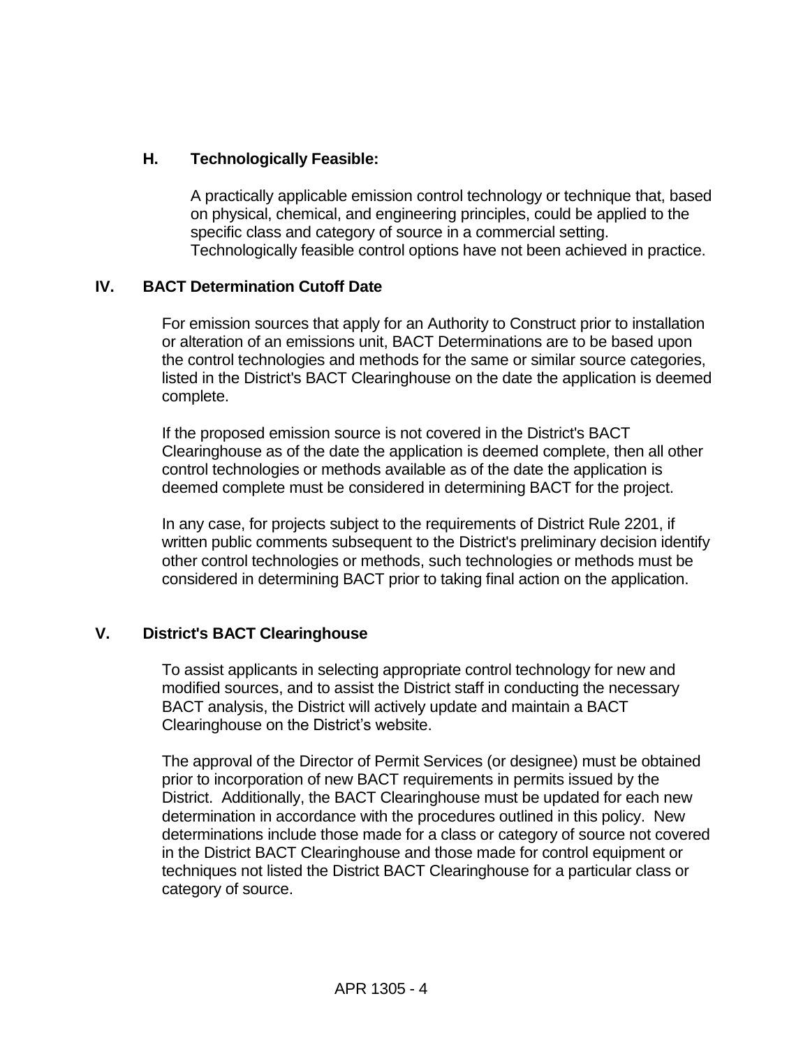### H. Technologically Feasible:

A practically applicable emission control technology or technique that, based on physical, chemical, and engineering principles, could be applied to the specific class and category of source in a commercial setting. Technologically feasible control options have not been achieved in practice.

## IV. BACT Determination Cutoff Date

For emission sources that apply for an Authority to Construct prior to installation or alteration of an emissions unit, BACT Determinations are to be based upon the control technologies and methods for the same or similar source categories, listed in the District's BACT Clearinghouse on the date the application is deemed complete.

If the proposed emission source is not covered in the District's BACT Clearinghouse as of the date the application is deemed complete, then all other control technologies or methods available as of the date the application is deemed complete must be considered in determining BACT for the project.

In any case, for projects subject to the requirements of District Rule 2201, if written public comments subsequent to the District's preliminary decision identify other control technologies or methods, such technologies or methods must be considered in determining BACT prior to taking final action on the application.

## V. District's BACT Clearinghouse

To assist applicants in selecting appropriate control technology for new and modified sources, and to assist the District staff in conducting the necessary BACT analysis, the District will actively update and maintain a BACT Clearinghouse on the District’s website.

The approval of the Director of Permit Services (or designee) must be obtained prior to incorporation of new BACT requirements in permits issued by the District. Additionally, the BACT Clearinghouse must be updated for each new determination in accordance with the procedures outlined in this policy. New determinations include those made for a class or category of source not covered in the District BACT Clearinghouse and those made for control equipment or techniques not listed the District BACT Clearinghouse for a particular class or category of source.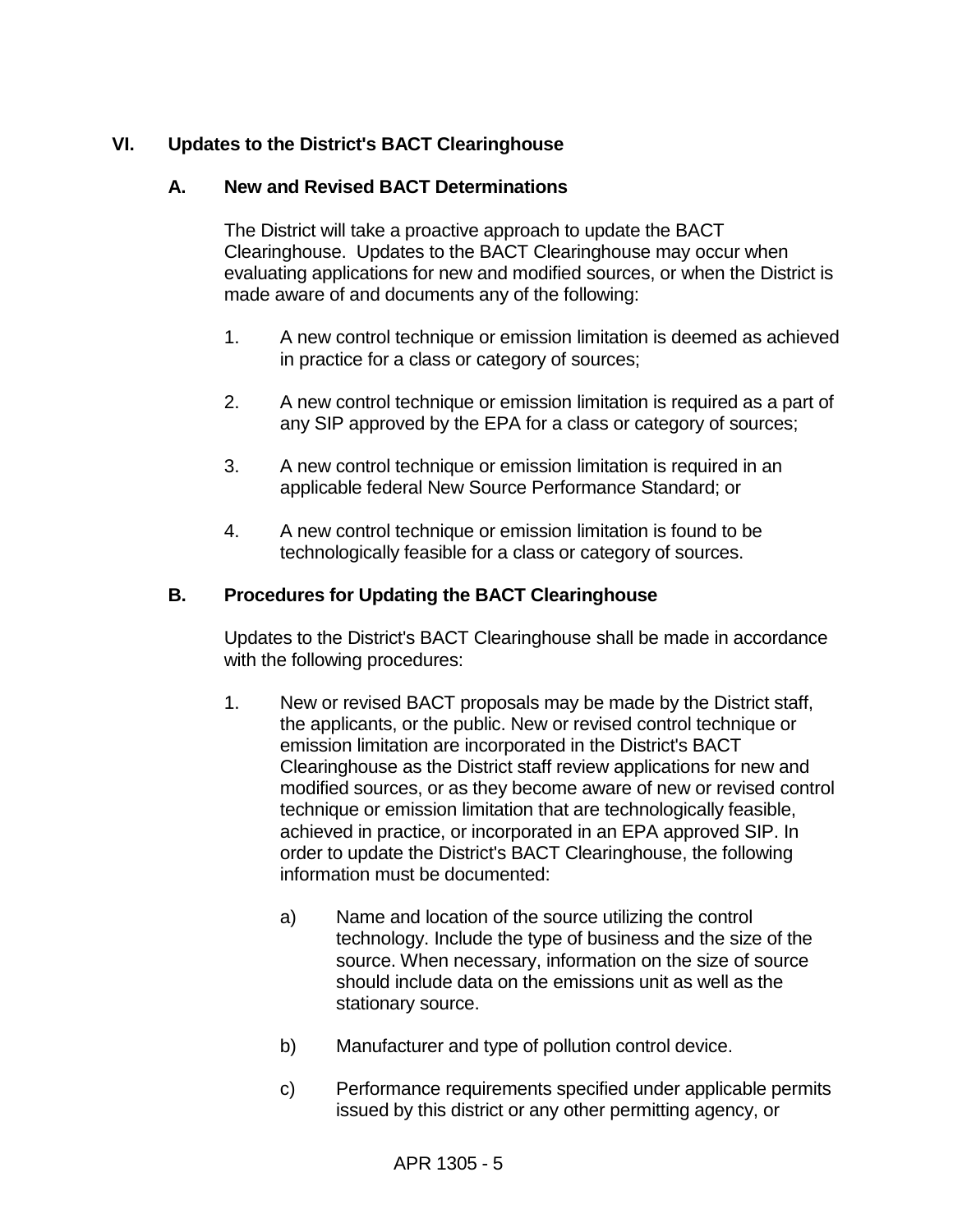## VI. Updates to the District's BACT Clearinghouse

### A. New and Revised BACT Determinations

The District will take a proactive approach to update the BACT Clearinghouse. Updates to the BACT Clearinghouse may occur when evaluating applications for new and modified sources, or when the District is made aware of and documents any of the following:

1. A new control technique or emission limitation is deemed as achieved in practice for a class or category of sources;

2. A new control technique or emission limitation is required as a part of any SIP approved by the EPA for a class or category of sources;

3. A new control technique or emission limitation is required in an applicable federal New Source Performance Standard; or

4. A new control technique or emission limitation is found to be technologically feasible for a class or category of sources.

### B. Procedures for Updating the BACT Clearinghouse

Updates to the District's BACT Clearinghouse shall be made in accordance with the following procedures:

1. New or revised BACT proposals may be made by the District staff, the applicants, or the public. New or revised control technique or emission limitation are incorporated in the District's BACT Clearinghouse as the District staff review applications for new and modified sources, or as they become aware of new or revised control technique or emission limitation that are technologically feasible, achieved in practice, or incorporated in an EPA approved SIP. In order to update the District's BACT Clearinghouse, the following information must be documented:

    a) Name and location of the source utilizing the control technology. Include the type of business and the size of the source. When necessary, information on the size of source should include data on the emissions unit as well as the stationary source.

    b) Manufacturer and type of pollution control device.

    c) Performance requirements specified under applicable permits issued by this district or any other permitting agency, or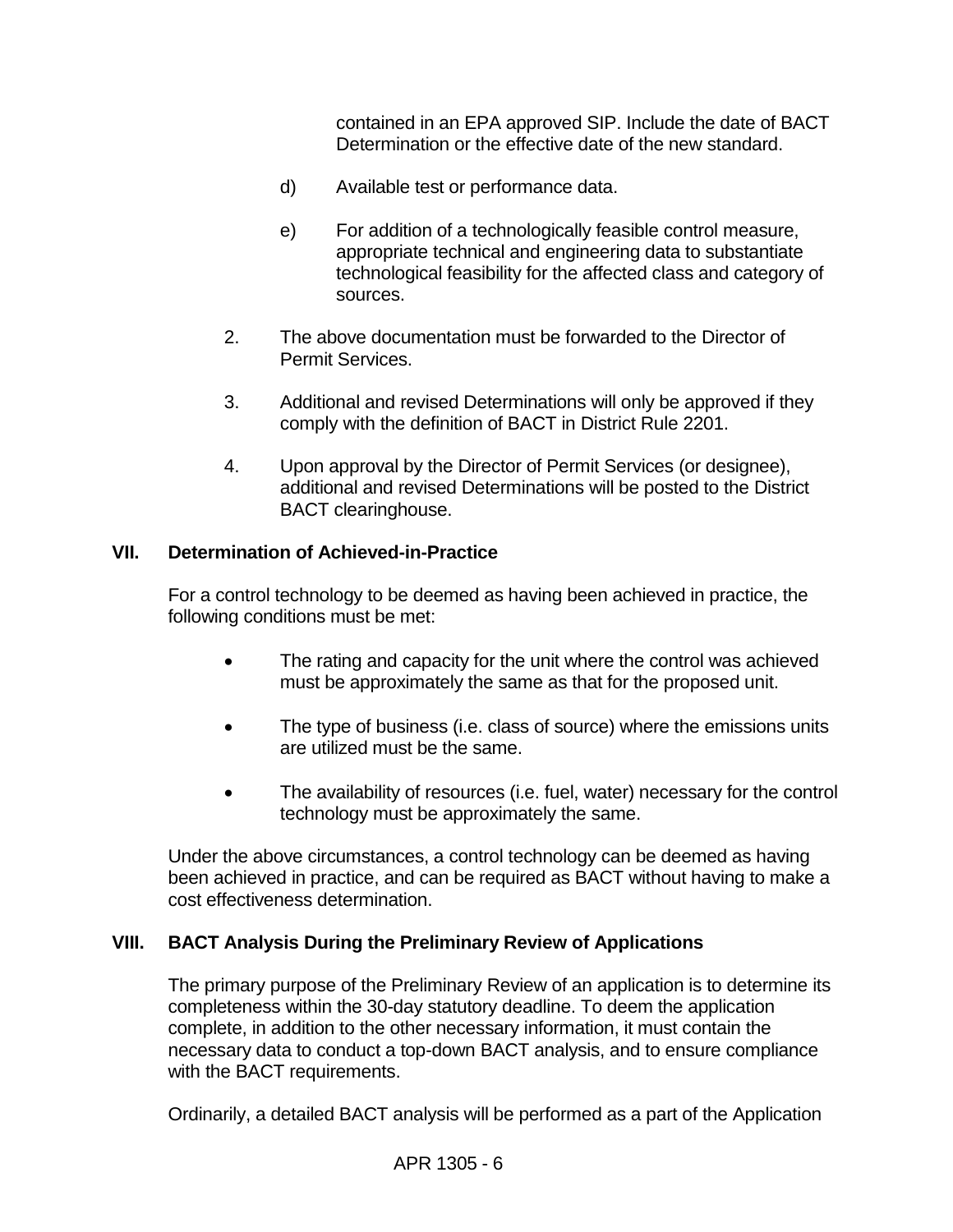contained in an EPA approved SIP. Include the date of BACT Determination or the effective date of the new standard.

d) Available test or performance data.

e) For addition of a technologically feasible control measure, appropriate technical and engineering data to substantiate technological feasibility for the affected class and category of sources.

2. The above documentation must be forwarded to the Director of Permit Services.

3. Additional and revised Determinations will only be approved if they comply with the definition of BACT in District Rule 2201.

4. Upon approval by the Director of Permit Services (or designee), additional and revised Determinations will be posted to the District BACT clearinghouse.

## VII. Determination of Achieved-in-Practice

For a control technology to be deemed as having been achieved in practice, the following conditions must be met:

- The rating and capacity for the unit where the control was achieved must be approximately the same as that for the proposed unit.
- The type of business (i.e. class of source) where the emissions units are utilized must be the same.
- The availability of resources (i.e. fuel, water) necessary for the control technology must be approximately the same.

Under the above circumstances, a control technology can be deemed as having been achieved in practice, and can be required as BACT without having to make a cost effectiveness determination.

## VIII. BACT Analysis During the Preliminary Review of Applications

The primary purpose of the Preliminary Review of an application is to determine its completeness within the 30-day statutory deadline. To deem the application complete, in addition to the other necessary information, it must contain the necessary data to conduct a top-down BACT analysis, and to ensure compliance with the BACT requirements.

Ordinarily, a detailed BACT analysis will be performed as a part of the Application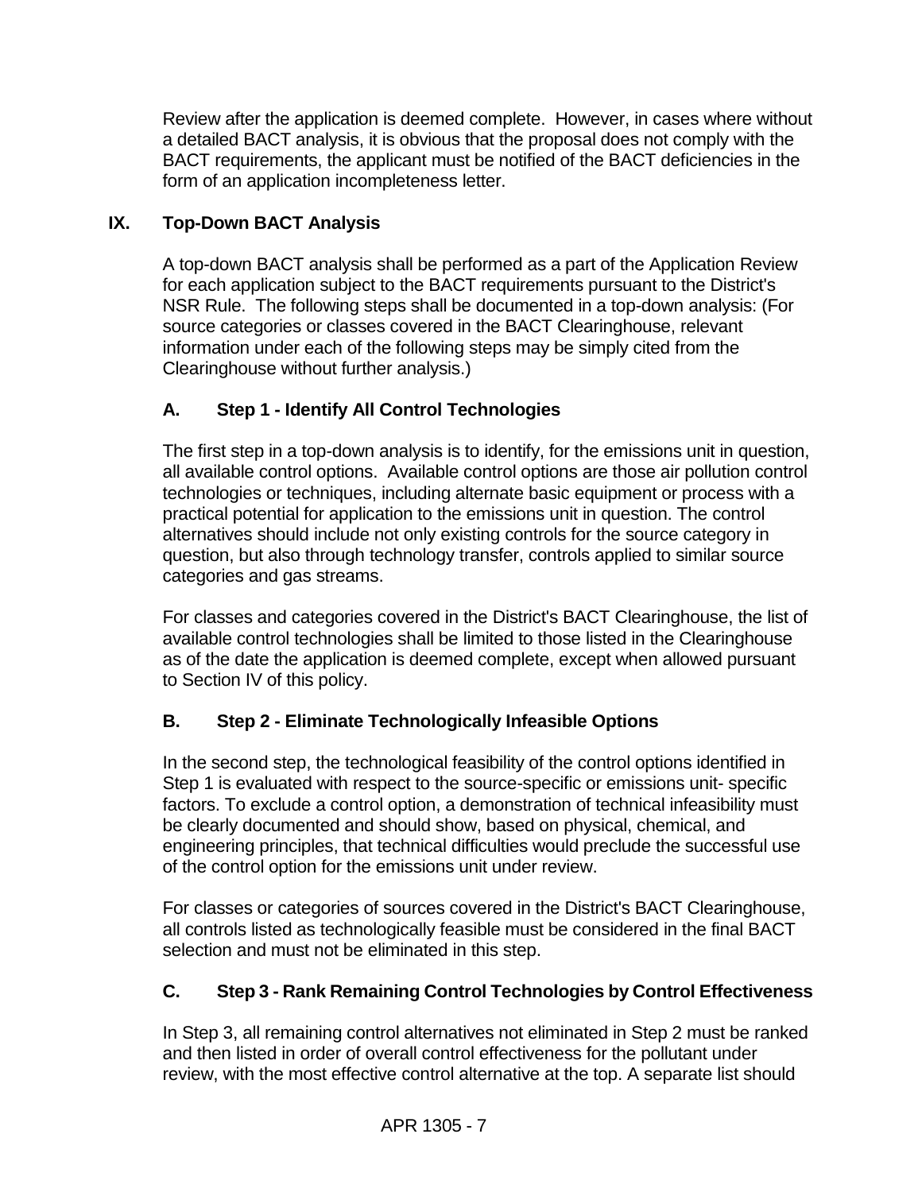Review after the application is deemed complete. However, in cases where without a detailed BACT analysis, it is obvious that the proposal does not comply with the BACT requirements, the applicant must be notified of the BACT deficiencies in the form of an application incompleteness letter.

## IX. Top-Down BACT Analysis

A top-down BACT analysis shall be performed as a part of the Application Review for each application subject to the BACT requirements pursuant to the District's NSR Rule. The following steps shall be documented in a top-down analysis: (For source categories or classes covered in the BACT Clearinghouse, relevant information under each of the following steps may be simply cited from the Clearinghouse without further analysis.)

### A. Step 1 - Identify All Control Technologies

The first step in a top-down analysis is to identify, for the emissions unit in question, all available control options. Available control options are those air pollution control technologies or techniques, including alternate basic equipment or process with a practical potential for application to the emissions unit in question. The control alternatives should include not only existing controls for the source category in question, but also through technology transfer, controls applied to similar source categories and gas streams.

For classes and categories covered in the District's BACT Clearinghouse, the list of available control technologies shall be limited to those listed in the Clearinghouse as of the date the application is deemed complete, except when allowed pursuant to Section IV of this policy.

### B. Step 2 - Eliminate Technologically Infeasible Options

In the second step, the technological feasibility of the control options identified in Step 1 is evaluated with respect to the source-specific or emissions unit- specific factors. To exclude a control option, a demonstration of technical infeasibility must be clearly documented and should show, based on physical, chemical, and engineering principles, that technical difficulties would preclude the successful use of the control option for the emissions unit under review.

For classes or categories of sources covered in the District's BACT Clearinghouse, all controls listed as technologically feasible must be considered in the final BACT selection and must not be eliminated in this step.

### C. Step 3 - Rank Remaining Control Technologies by Control Effectiveness

In Step 3, all remaining control alternatives not eliminated in Step 2 must be ranked and then listed in order of overall control effectiveness for the pollutant under review, with the most effective control alternative at the top. A separate list should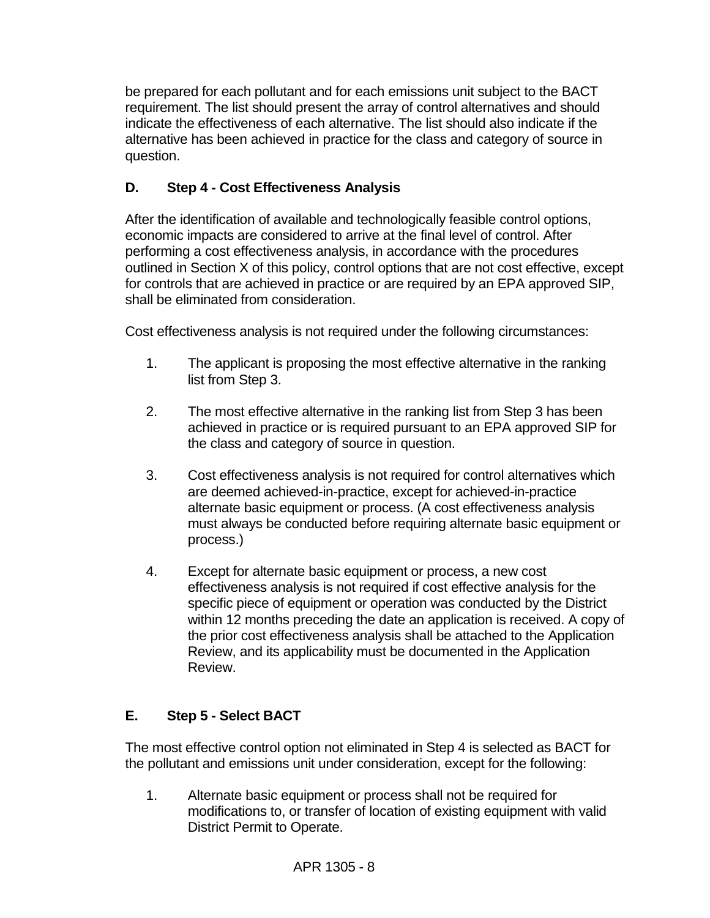be prepared for each pollutant and for each emissions unit subject to the BACT requirement. The list should present the array of control alternatives and should indicate the effectiveness of each alternative. The list should also indicate if the alternative has been achieved in practice for the class and category of source in question.

## D. Step 4 - Cost Effectiveness Analysis

After the identification of available and technologically feasible control options, economic impacts are considered to arrive at the final level of control. After performing a cost effectiveness analysis, in accordance with the procedures outlined in Section X of this policy, control options that are not cost effective, except for controls that are achieved in practice or are required by an EPA approved SIP, shall be eliminated from consideration.

Cost effectiveness analysis is not required under the following circumstances:

1. The applicant is proposing the most effective alternative in the ranking list from Step 3.

2. The most effective alternative in the ranking list from Step 3 has been achieved in practice or is required pursuant to an EPA approved SIP for the class and category of source in question.

3. Cost effectiveness analysis is not required for control alternatives which are deemed achieved-in-practice, except for achieved-in-practice alternate basic equipment or process. (A cost effectiveness analysis must always be conducted before requiring alternate basic equipment or process.)

4. Except for alternate basic equipment or process, a new cost effectiveness analysis is not required if cost effective analysis for the specific piece of equipment or operation was conducted by the District within 12 months preceding the date an application is received. A copy of the prior cost effectiveness analysis shall be attached to the Application Review, and its applicability must be documented in the Application Review.

## E. Step 5 - Select BACT

The most effective control option not eliminated in Step 4 is selected as BACT for the pollutant and emissions unit under consideration, except for the following:

1. Alternate basic equipment or process shall not be required for modifications to, or transfer of location of existing equipment with valid District Permit to Operate.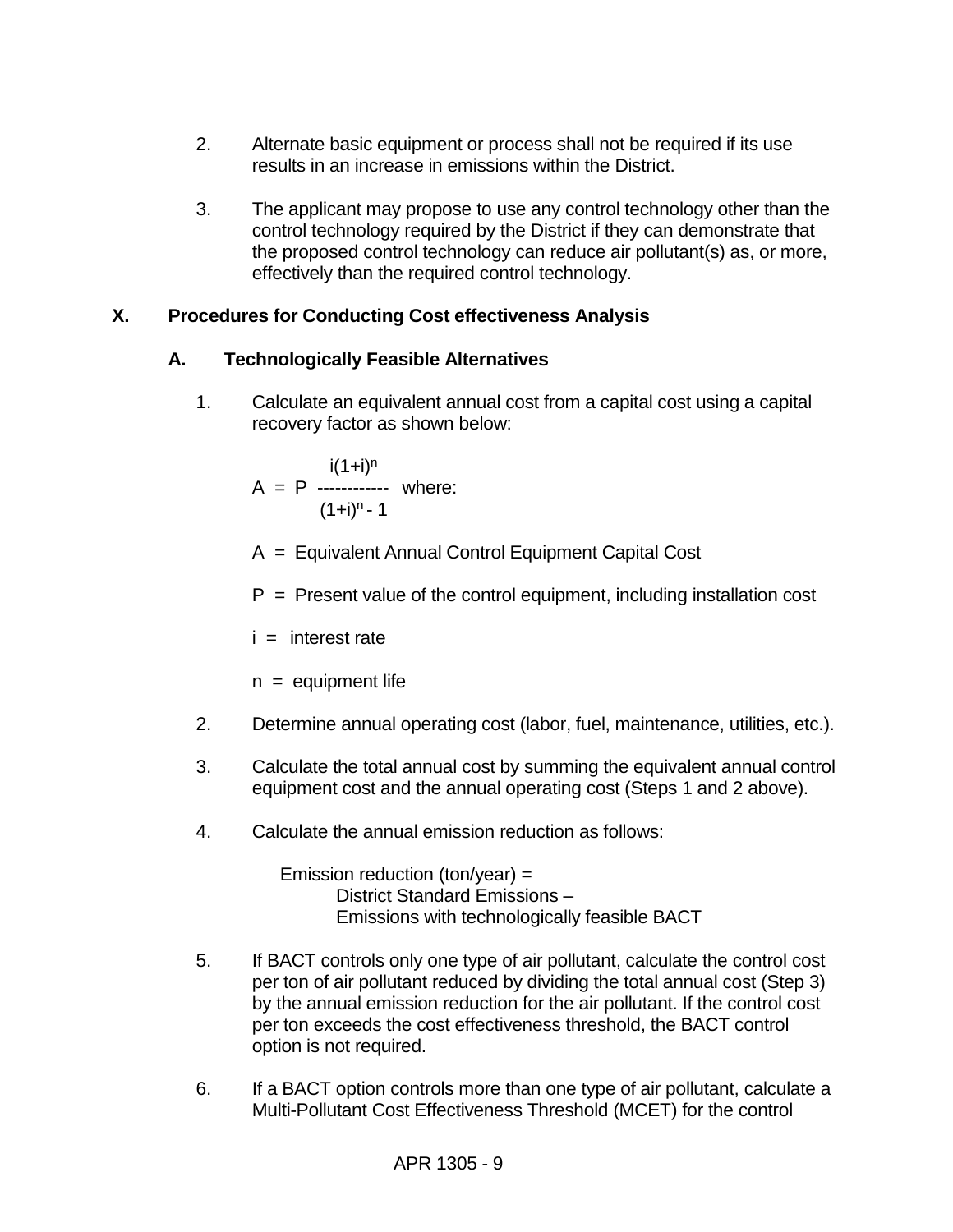2. Alternate basic equipment or process shall not be required if its use results in an increase in emissions within the District.

3. The applicant may propose to use any control technology other than the control technology required by the District if they can demonstrate that the proposed control technology can reduce air pollutant(s) as, or more, effectively than the required control technology.

## X. Procedures for Conducting Cost effectiveness Analysis

### A. Technologically Feasible Alternatives

1. Calculate an equivalent annual cost from a capital cost using a capital recovery factor as shown below:

   $$A = P \frac{i(1+i)^n}{(1+i)^n - 1} \quad \text{where:}$$

   A = Equivalent Annual Control Equipment Capital Cost

   P = Present value of the control equipment, including installation cost

   i = interest rate

   n = equipment life

2. Determine annual operating cost (labor, fuel, maintenance, utilities, etc.).

3. Calculate the total annual cost by summing the equivalent annual control equipment cost and the annual operating cost (Steps 1 and 2 above).

4. Calculate the annual emission reduction as follows:

   Emission reduction (ton/year) =
   District Standard Emissions –
   Emissions with technologically feasible BACT

5. If BACT controls only one type of air pollutant, calculate the control cost per ton of air pollutant reduced by dividing the total annual cost (Step 3) by the annual emission reduction for the air pollutant. If the control cost per ton exceeds the cost effectiveness threshold, the BACT control option is not required.

6. If a BACT option controls more than one type of air pollutant, calculate a Multi-Pollutant Cost Effectiveness Threshold (MCET) for the control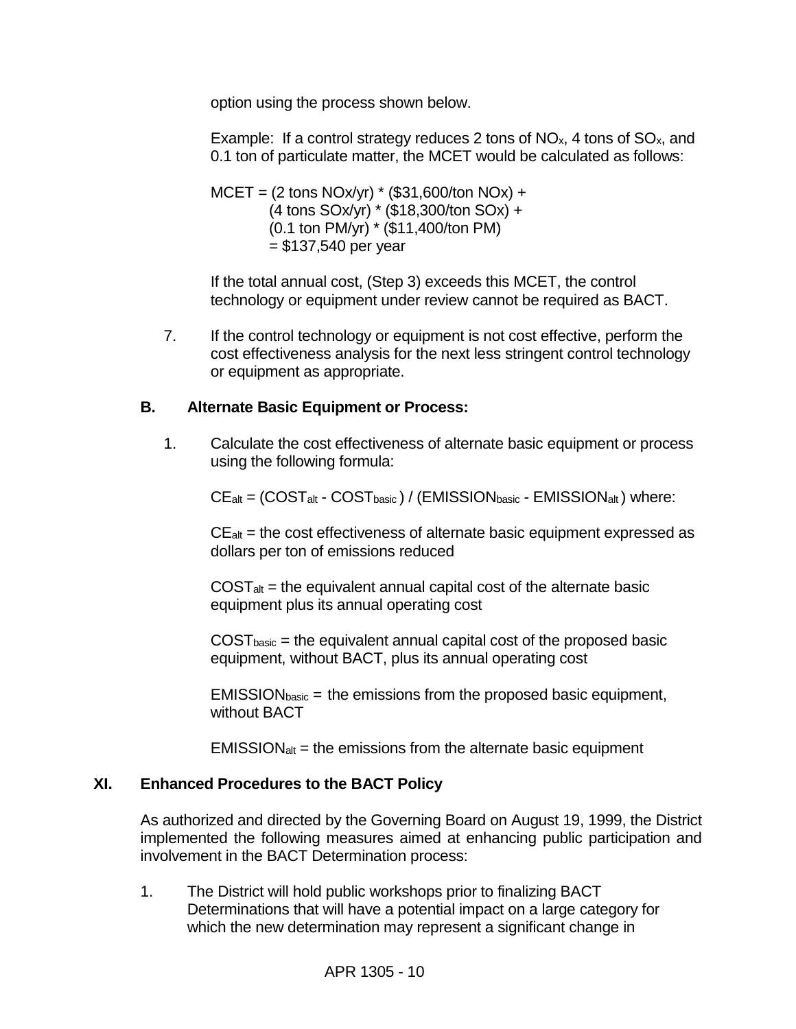option using the process shown below.

Example: If a control strategy reduces 2 tons of $NO_x$, 4 tons of $SO_x$, and 0.1 ton of particulate matter, the MCET would be calculated as follows:

MCET = (2 tons NOx/yr) * ($31,600/ton NOx) +
(4 tons SOx/yr) * ($18,300/ton SOx) +
(0.1 ton PM/yr) * ($11,400/ton PM)
= $137,540 per year

If the total annual cost, (Step 3) exceeds this MCET, the control technology or equipment under review cannot be required as BACT.

7. If the control technology or equipment is not cost effective, perform the cost effectiveness analysis for the next less stringent control technology or equipment as appropriate.

### B. Alternate Basic Equipment or Process:

1. Calculate the cost effectiveness of alternate basic equipment or process using the following formula:

$CE_{alt} = (COST_{alt} - COST_{basic}) / (EMISSION_{basic} - EMISSION_{alt})$ where:

$CE_{alt}$ = the cost effectiveness of alternate basic equipment expressed as dollars per ton of emissions reduced

$COST_{alt}$ = the equivalent annual capital cost of the alternate basic equipment plus its annual operating cost

$COST_{basic}$ = the equivalent annual capital cost of the proposed basic equipment, without BACT, plus its annual operating cost

$EMISSION_{basic}$ = the emissions from the proposed basic equipment, without BACT

$EMISSION_{alt}$ = the emissions from the alternate basic equipment

## XI. Enhanced Procedures to the BACT Policy

As authorized and directed by the Governing Board on August 19, 1999, the District implemented the following measures aimed at enhancing public participation and involvement in the BACT Determination process:

1. The District will hold public workshops prior to finalizing BACT Determinations that will have a potential impact on a large category for which the new determination may represent a significant change in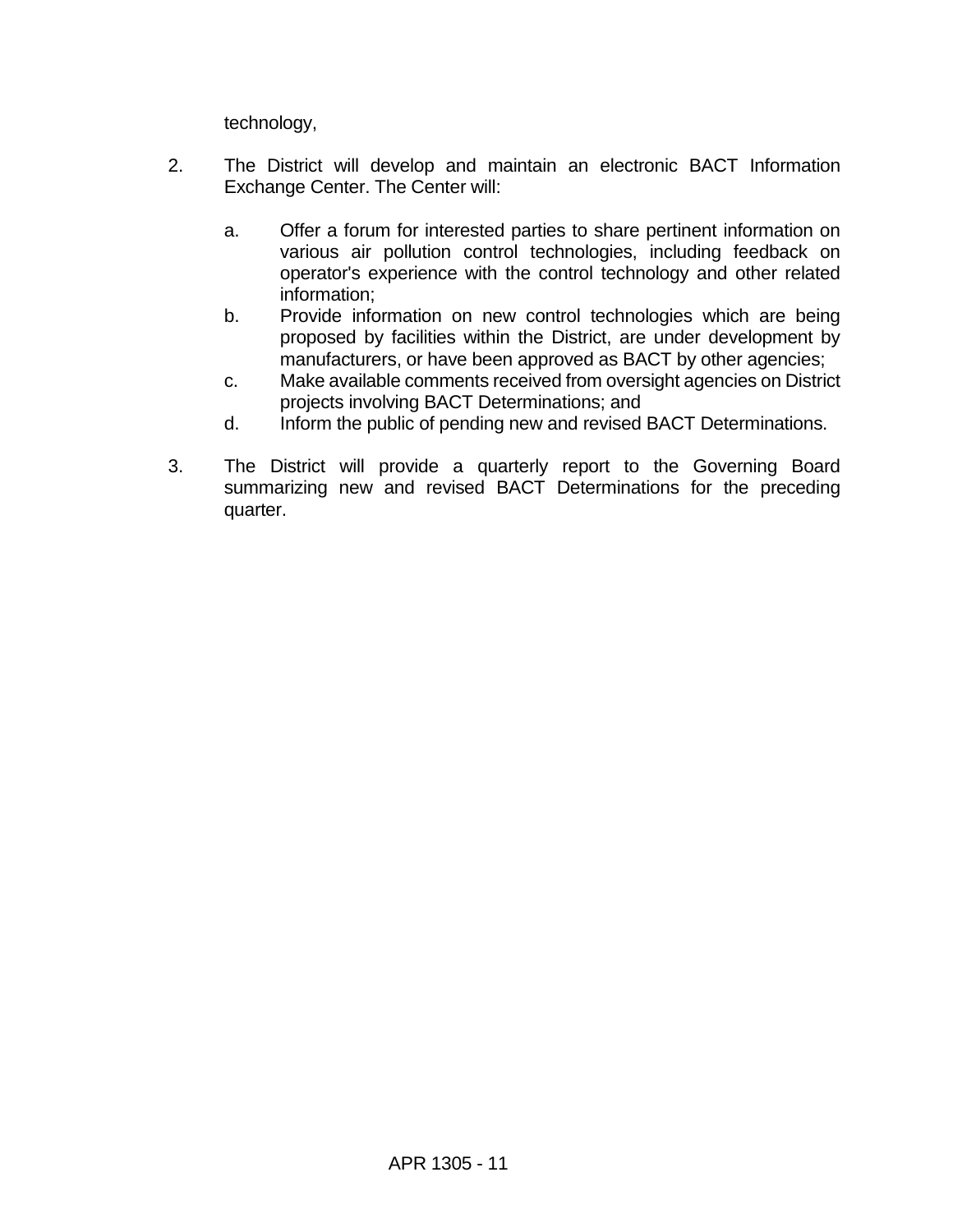technology,

2. The District will develop and maintain an electronic BACT Information Exchange Center. The Center will:

   a. Offer a forum for interested parties to share pertinent information on various air pollution control technologies, including feedback on operator's experience with the control technology and other related information;
   b. Provide information on new control technologies which are being proposed by facilities within the District, are under development by manufacturers, or have been approved as BACT by other agencies;
   c. Make available comments received from oversight agencies on District projects involving BACT Determinations; and
   d. Inform the public of pending new and revised BACT Determinations.

3. The District will provide a quarterly report to the Governing Board summarizing new and revised BACT Determinations for the preceding quarter.